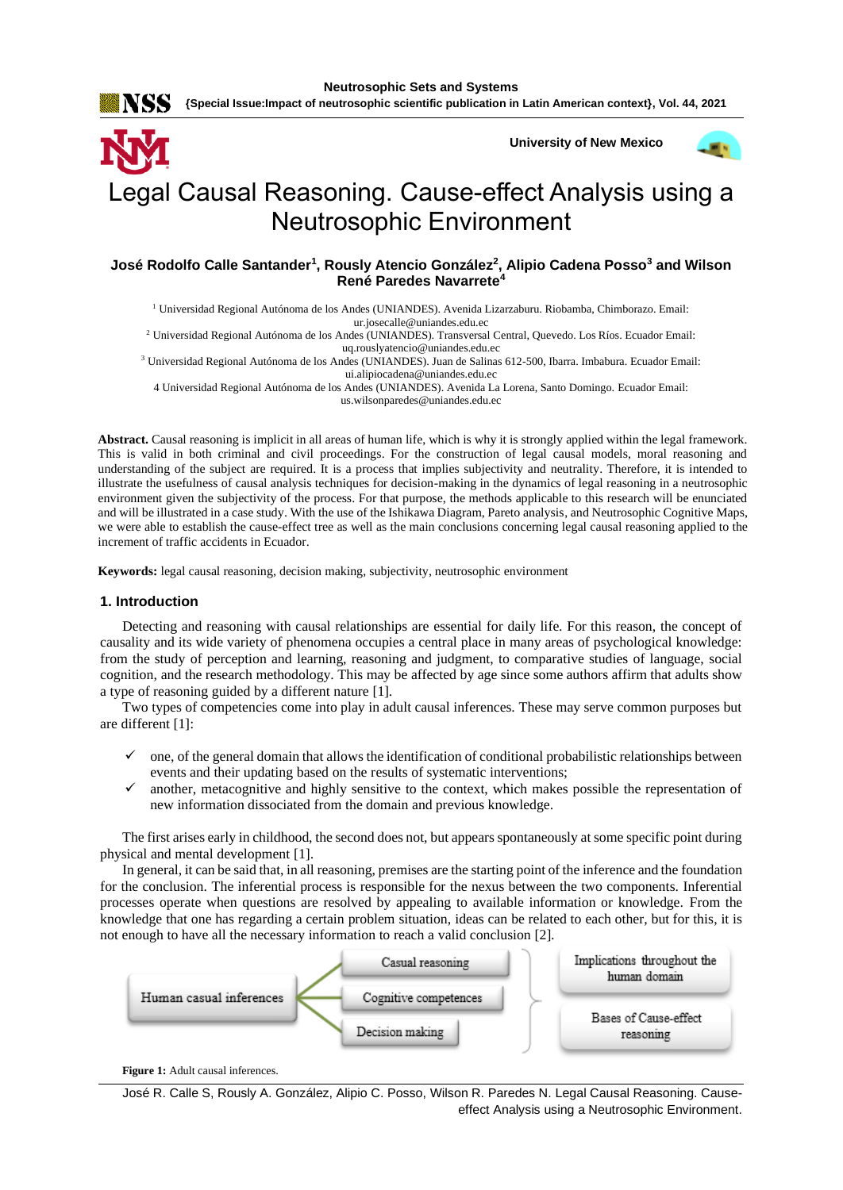# Legal Causal Reasoning. Cause-effect Analysis using a Neutrosophic Environment

**José Rodolfo Calle Santander[1], Rously Atencio González[2], Alipio Cadena Posso[3] and Wilson René Paredes Navarrete[4]**

[1] Universidad Regional Autónoma de los Andes (UNIANDES). Avenida Lizarzaburu. Riobamba, Chimborazo. Email: ur.josecalle@uniandes.edu.ec

[2] Universidad Regional Autónoma de los Andes (UNIANDES). Transversal Central, Quevedo. Los Ríos. Ecuador Email: uq.rouslyatencio@uniandes.edu.ec

[3] Universidad Regional Autónoma de los Andes (UNIANDES). Juan de Salinas 612-500, Ibarra. Imbabura. Ecuador Email: ui.alipiocadena@uniandes.edu.ec

4 Universidad Regional Autónoma de los Andes (UNIANDES). Avenida La Lorena, Santo Domingo. Ecuador Email: us.wilsonparedes@uniandes.edu.ec

**Abstract.** Causal reasoning is implicit in all areas of human life, which is why it is strongly applied within the legal framework. This is valid in both criminal and civil proceedings. For the construction of legal causal models, moral reasoning and understanding of the subject are required. It is a process that implies subjectivity and neutrality. Therefore, it is intended to illustrate the usefulness of causal analysis techniques for decision-making in the dynamics of legal reasoning in a neutrosophic environment given the subjectivity of the process. For that purpose, the methods applicable to this research will be enunciated and will be illustrated in a case study. With the use of the Ishikawa Diagram, Pareto analysis, and Neutrosophic Cognitive Maps, we were able to establish the cause-effect tree as well as the main conclusions concerning legal causal reasoning applied to the increment of traffic accidents in Ecuador.

**Keywords:** legal causal reasoning, decision making, subjectivity, neutrosophic environment

## 1. Introduction

Detecting and reasoning with causal relationships are essential for daily life. For this reason, the concept of causality and its wide variety of phenomena occupies a central place in many areas of psychological knowledge: from the study of perception and learning, reasoning and judgment, to comparative studies of language, social cognition, and the research methodology. This may be affected by age since some authors affirm that adults show a type of reasoning guided by a different nature [1].

Two types of competencies come into play in adult causal inferences. These may serve common purposes but are different [1]:

- ✓ one, of the general domain that allows the identification of conditional probabilistic relationships between events and their updating based on the results of systematic interventions;
- ✓ another, metacognitive and highly sensitive to the context, which makes possible the representation of new information dissociated from the domain and previous knowledge.

The first arises early in childhood, the second does not, but appears spontaneously at some specific point during physical and mental development [1].

In general, it can be said that, in all reasoning, premises are the starting point of the inference and the foundation for the conclusion. The inferential process is responsible for the nexus between the two components. Inferential processes operate when questions are resolved by appealing to available information or knowledge. From the knowledge that one has regarding a certain problem situation, ideas can be related to each other, but for this, it is not enough to have all the necessary information to reach a valid conclusion [2].

Human casual inferences → Casual reasoning; Cognitive competences; Decision making → Implications throughout the human domain; Bases of Cause-effect reasoning

**Figure 1:** Adult causal inferences.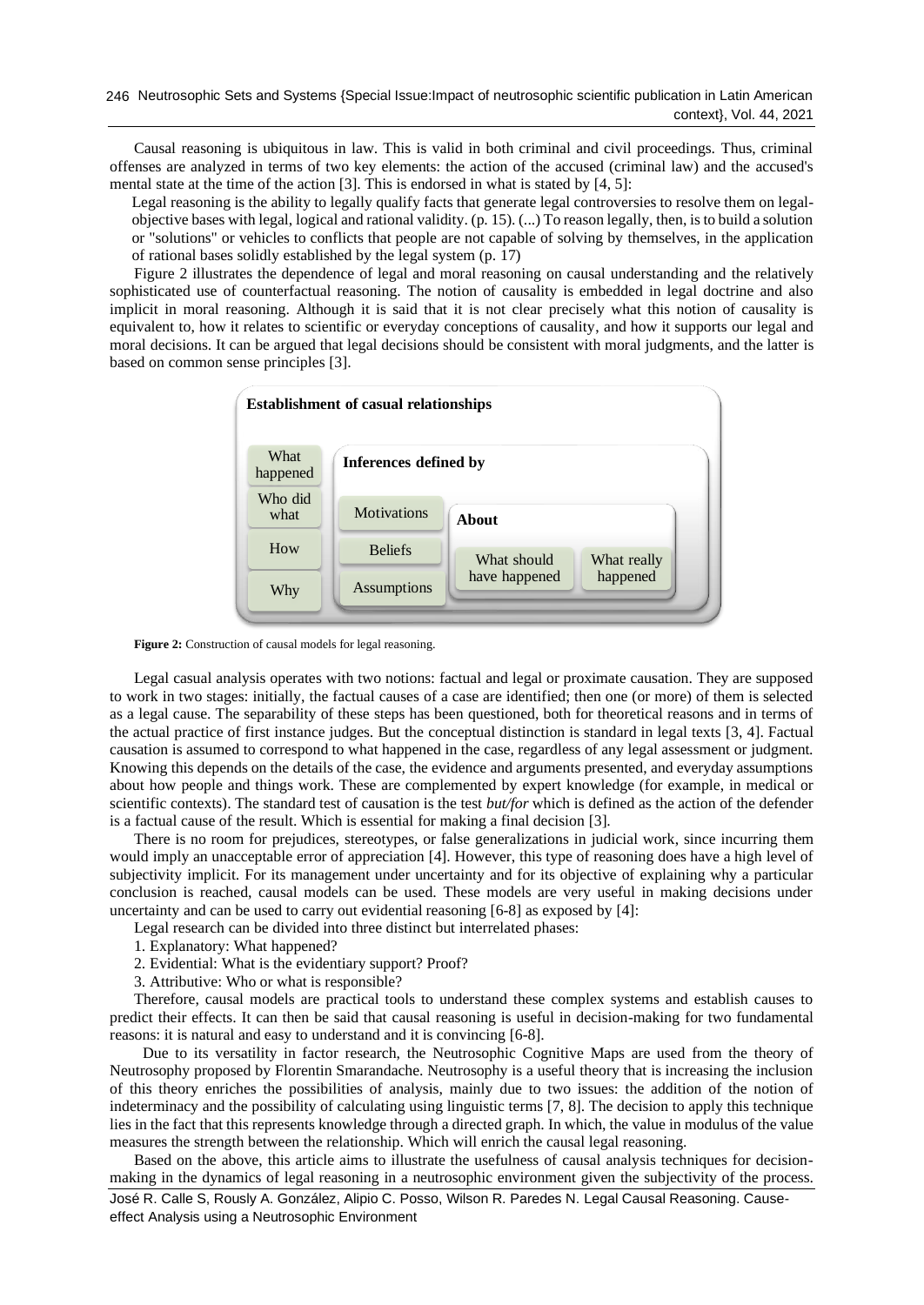Causal reasoning is ubiquitous in law. This is valid in both criminal and civil proceedings. Thus, criminal offenses are analyzed in terms of two key elements: the action of the accused (criminal law) and the accused's mental state at the time of the action [3]. This is endorsed in what is stated by [4, 5]:

> Legal reasoning is the ability to legally qualify facts that generate legal controversies to resolve them on legal-objective bases with legal, logical and rational validity. (p. 15). (...) To reason legally, then, is to build a solution or "solutions" or vehicles to conflicts that people are not capable of solving by themselves, in the application of rational bases solidly established by the legal system (p. 17)

Figure 2 illustrates the dependence of legal and moral reasoning on causal understanding and the relatively sophisticated use of counterfactual reasoning. The notion of causality is embedded in legal doctrine and also implicit in moral reasoning. Although it is said that it is not clear precisely what this notion of causality is equivalent to, how it relates to scientific or everyday conceptions of causality, and how it supports our legal and moral decisions. It can be argued that legal decisions should be consistent with moral judgments, and the latter is based on common sense principles [3].

**Establishment of casual relationships**

- What happened
- Who did what
- How
- Why

**Inferences defined by**

- Motivations
- Beliefs
- Assumptions

**About**

- What should have happened
- What really happened

**Figure 2:** Construction of causal models for legal reasoning.

Legal casual analysis operates with two notions: factual and legal or proximate causation. They are supposed to work in two stages: initially, the factual causes of a case are identified; then one (or more) of them is selected as a legal cause. The separability of these steps has been questioned, both for theoretical reasons and in terms of the actual practice of first instance judges. But the conceptual distinction is standard in legal texts [3, 4]. Factual causation is assumed to correspond to what happened in the case, regardless of any legal assessment or judgment. Knowing this depends on the details of the case, the evidence and arguments presented, and everyday assumptions about how people and things work. These are complemented by expert knowledge (for example, in medical or scientific contexts). The standard test of causation is the test *but/for* which is defined as the action of the defender is a factual cause of the result. Which is essential for making a final decision [3].

There is no room for prejudices, stereotypes, or false generalizations in judicial work, since incurring them would imply an unacceptable error of appreciation [4]. However, this type of reasoning does have a high level of subjectivity implicit. For its management under uncertainty and for its objective of explaining why a particular conclusion is reached, causal models can be used. These models are very useful in making decisions under uncertainty and can be used to carry out evidential reasoning [6-8] as exposed by [4]:

Legal research can be divided into three distinct but interrelated phases:

1. Explanatory: What happened?
2. Evidential: What is the evidentiary support? Proof?
3. Attributive: Who or what is responsible?

Therefore, causal models are practical tools to understand these complex systems and establish causes to predict their effects. It can then be said that causal reasoning is useful in decision-making for two fundamental reasons: it is natural and easy to understand and it is convincing [6-8].

Due to its versatility in factor research, the Neutrosophic Cognitive Maps are used from the theory of Neutrosophy proposed by Florentin Smarandache. Neutrosophy is a useful theory that is increasing the inclusion of this theory enriches the possibilities of analysis, mainly due to two issues: the addition of the notion of indeterminacy and the possibility of calculating using linguistic terms [7, 8]. The decision to apply this technique lies in the fact that this represents knowledge through a directed graph. In which, the value in modulus of the value measures the strength between the relationship. Which will enrich the causal legal reasoning.

Based on the above, this article aims to illustrate the usefulness of causal analysis techniques for decision-making in the dynamics of legal reasoning in a neutrosophic environment given the subjectivity of the process.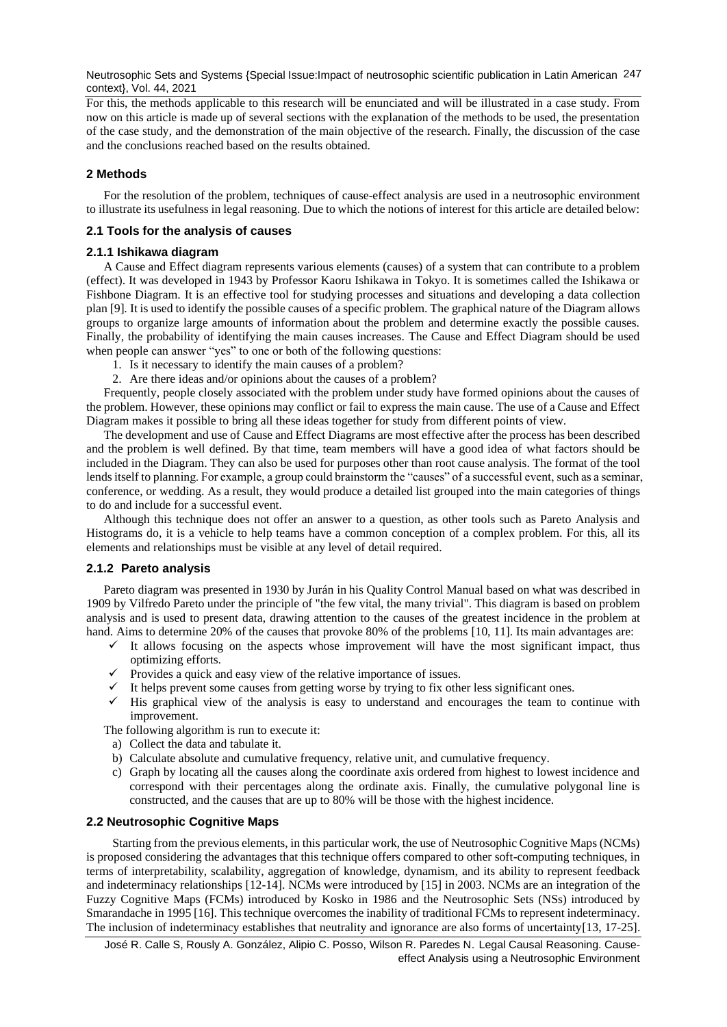For this, the methods applicable to this research will be enunciated and will be illustrated in a case study. From now on this article is made up of several sections with the explanation of the methods to be used, the presentation of the case study, and the demonstration of the main objective of the research. Finally, the discussion of the case and the conclusions reached based on the results obtained.

## 2 Methods

For the resolution of the problem, techniques of cause-effect analysis are used in a neutrosophic environment to illustrate its usefulness in legal reasoning. Due to which the notions of interest for this article are detailed below:

### 2.1 Tools for the analysis of causes

#### 2.1.1 Ishikawa diagram

A Cause and Effect diagram represents various elements (causes) of a system that can contribute to a problem (effect). It was developed in 1943 by Professor Kaoru Ishikawa in Tokyo. It is sometimes called the Ishikawa or Fishbone Diagram. It is an effective tool for studying processes and situations and developing a data collection plan [9]. It is used to identify the possible causes of a specific problem. The graphical nature of the Diagram allows groups to organize large amounts of information about the problem and determine exactly the possible causes. Finally, the probability of identifying the main causes increases. The Cause and Effect Diagram should be used when people can answer "yes" to one or both of the following questions:

1. Is it necessary to identify the main causes of a problem?
2. Are there ideas and/or opinions about the causes of a problem?

Frequently, people closely associated with the problem under study have formed opinions about the causes of the problem. However, these opinions may conflict or fail to express the main cause. The use of a Cause and Effect Diagram makes it possible to bring all these ideas together for study from different points of view.

The development and use of Cause and Effect Diagrams are most effective after the process has been described and the problem is well defined. By that time, team members will have a good idea of what factors should be included in the Diagram. They can also be used for purposes other than root cause analysis. The format of the tool lends itself to planning. For example, a group could brainstorm the "causes" of a successful event, such as a seminar, conference, or wedding. As a result, they would produce a detailed list grouped into the main categories of things to do and include for a successful event.

Although this technique does not offer an answer to a question, as other tools such as Pareto Analysis and Histograms do, it is a vehicle to help teams have a common conception of a complex problem. For this, all its elements and relationships must be visible at any level of detail required.

#### 2.1.2 Pareto analysis

Pareto diagram was presented in 1930 by Jurán in his Quality Control Manual based on what was described in 1909 by Vilfredo Pareto under the principle of "the few vital, the many trivial". This diagram is based on problem analysis and is used to present data, drawing attention to the causes of the greatest incidence in the problem at hand. Aims to determine 20% of the causes that provoke 80% of the problems [10, 11]. Its main advantages are:

- ✓ It allows focusing on the aspects whose improvement will have the most significant impact, thus optimizing efforts.
- ✓ Provides a quick and easy view of the relative importance of issues.
- ✓ It helps prevent some causes from getting worse by trying to fix other less significant ones.
- ✓ His graphical view of the analysis is easy to understand and encourages the team to continue with improvement.

The following algorithm is run to execute it:

a) Collect the data and tabulate it.
b) Calculate absolute and cumulative frequency, relative unit, and cumulative frequency.
c) Graph by locating all the causes along the coordinate axis ordered from highest to lowest incidence and correspond with their percentages along the ordinate axis. Finally, the cumulative polygonal line is constructed, and the causes that are up to 80% will be those with the highest incidence.

### 2.2 Neutrosophic Cognitive Maps

Starting from the previous elements, in this particular work, the use of Neutrosophic Cognitive Maps (NCMs) is proposed considering the advantages that this technique offers compared to other soft-computing techniques, in terms of interpretability, scalability, aggregation of knowledge, dynamism, and its ability to represent feedback and indeterminacy relationships [12-14]. NCMs were introduced by [15] in 2003. NCMs are an integration of the Fuzzy Cognitive Maps (FCMs) introduced by Kosko in 1986 and the Neutrosophic Sets (NSs) introduced by Smarandache in 1995 [16]. This technique overcomes the inability of traditional FCMs to represent indeterminacy. The inclusion of indeterminacy establishes that neutrality and ignorance are also forms of uncertainty[13, 17-25].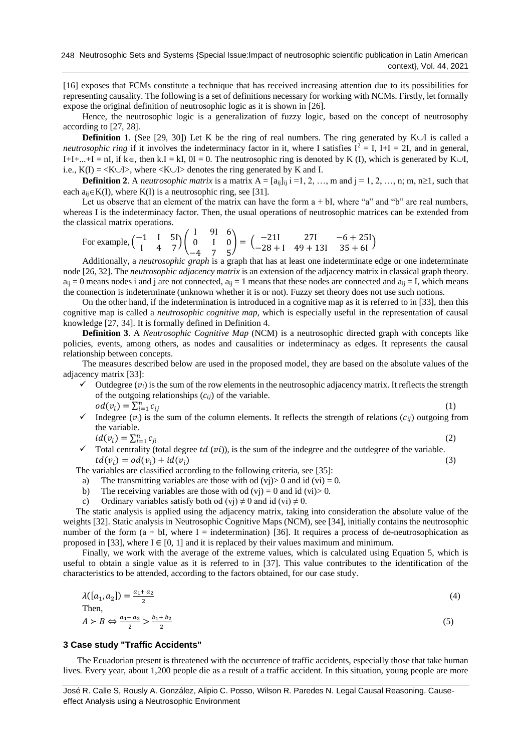[16] exposes that FCMs constitute a technique that has received increasing attention due to its possibilities for representing causality. The following is a set of definitions necessary for working with NCMs. Firstly, let formally expose the original definition of neutrosophic logic as it is shown in [26].

Hence, the neutrosophic logic is a generalization of fuzzy logic, based on the concept of neutrosophy according to [27, 28].

**Definition 1**. (See [29, 30]) Let K be the ring of real numbers. The ring generated by K∪I is called a *neutrosophic ring* if it involves the indeterminacy factor in it, where I satisfies $I^2 = I$, I+I = 2I, and in general, I+I+...+I = nI, if k∈, then k.I = kI, 0I = 0. The neutrosophic ring is denoted by K (I), which is generated by K∪I, i.e., K(I) = <K∪I>, where <K∪I> denotes the ring generated by K and I.

**Definition 2**. A *neutrosophic matrix* is a matrix $A = [a_{ij}]_{ij}$ i =1, 2, …, m and j = 1, 2, …, n; m, n≥1, such that each $a_{ij}$∈K(I), where K(I) is a neutrosophic ring, see [31].

Let us observe that an element of the matrix can have the form a + bI, where "a" and "b" are real numbers, whereas I is the indeterminacy factor. Then, the usual operations of neutrosophic matrices can be extended from the classical matrix operations.

For example, $\begin{pmatrix} -1 & I & 5I \\ I & 4 & 7 \end{pmatrix}\begin{pmatrix} I & 9I & 6 \\ 0 & I & 0 \\ -4 & 7 & 5 \end{pmatrix} = \begin{pmatrix} -21I & 27I & -6+25I \\ -28+I & 49+13I & 35+6I \end{pmatrix}$

Additionally, a *neutrosophic graph* is a graph that has at least one indeterminate edge or one indeterminate node [26, 32]. The *neutrosophic adjacency matrix* is an extension of the adjacency matrix in classical graph theory. $a_{ij} = 0$ means nodes i and j are not connected, $a_{ij} = 1$ means that these nodes are connected and $a_{ij} = I$, which means the connection is indeterminate (unknown whether it is or not). Fuzzy set theory does not use such notions.

On the other hand, if the indetermination is introduced in a cognitive map as it is referred to in [33], then this cognitive map is called a *neutrosophic cognitive map*, which is especially useful in the representation of causal knowledge [27, 34]. It is formally defined in Definition 4.

**Definition 3**. A *Neutrosophic Cognitive Map* (NCM) is a neutrosophic directed graph with concepts like policies, events, among others, as nodes and causalities or indeterminacy as edges. It represents the causal relationship between concepts.

The measures described below are used in the proposed model, they are based on the absolute values of the adjacency matrix [33]:

- ✓ Outdegree ($v_i$) is the sum of the row elements in the neutrosophic adjacency matrix. It reflects the strength of the outgoing relationships ($c_{ij}$) of the variable.
  $$od(v_i) = \sum_{i=1}^{n} c_{ij} \tag{1}$$
- ✓ Indegree ($v_i$) is the sum of the column elements. It reflects the strength of relations ($c_{ij}$) outgoing from the variable.
  $$id(v_i) = \sum_{i=1}^{n} c_{ji} \tag{2}$$
- ✓ Total centrality (total degree $td\ (vi)$), is the sum of the indegree and the outdegree of the variable.
  $$td(v_i) = od(v_i) + id(v_i) \tag{3}$$

The variables are classified according to the following criteria, see [35]:

a) The transmitting variables are those with od (vj)> 0 and id (vi) = 0.
b) The receiving variables are those with od (vj) = 0 and id (vi)> 0.
c) Ordinary variables satisfy both od (vj) ≠ 0 and id (vi) ≠ 0.

The static analysis is applied using the adjacency matrix, taking into consideration the absolute value of the weights [32]. Static analysis in Neutrosophic Cognitive Maps (NCM), see [34], initially contains the neutrosophic number of the form (a + bI, where I = indetermination) [36]. It requires a process of de-neutrosophication as proposed in [33], where I ∈ [0, 1] and it is replaced by their values maximum and minimum.

Finally, we work with the average of the extreme values, which is calculated using Equation 5, which is useful to obtain a single value as it is referred to in [37]. This value contributes to the identification of the characteristics to be attended, according to the factors obtained, for our case study.

$$\lambda([a_1, a_2]) = \frac{a_1 + a_2}{2} \tag{4}$$

Then,

$$A \succ B \Leftrightarrow \frac{a_1 + a_2}{2} > \frac{b_1 + b_2}{2} \tag{5}$$

## 3 Case study "Traffic Accidents"

The Ecuadorian present is threatened with the occurrence of traffic accidents, especially those that take human lives. Every year, about 1,200 people die as a result of a traffic accident. In this situation, young people are more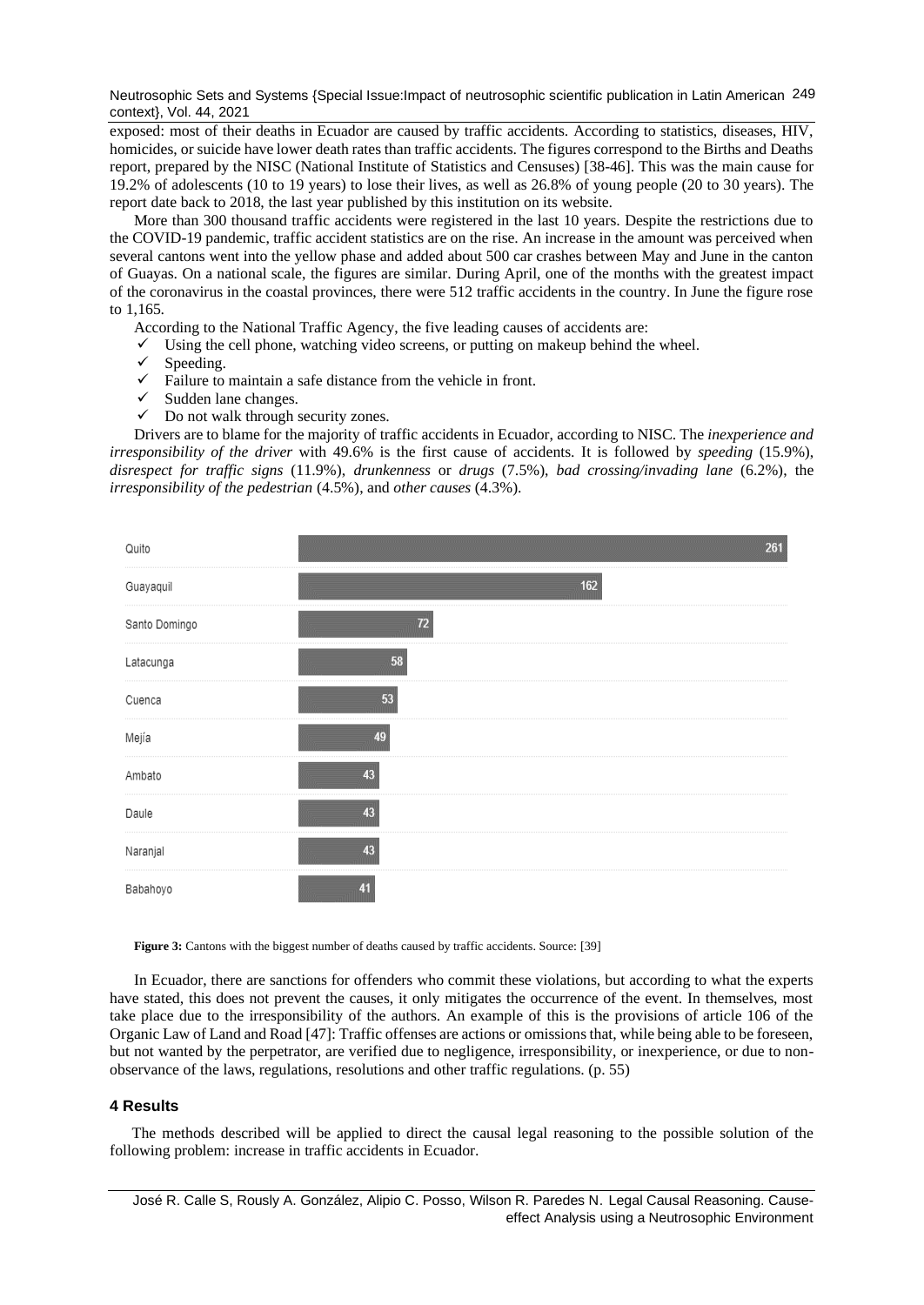exposed: most of their deaths in Ecuador are caused by traffic accidents. According to statistics, diseases, HIV, homicides, or suicide have lower death rates than traffic accidents. The figures correspond to the Births and Deaths report, prepared by the NISC (National Institute of Statistics and Censuses) [38-46]. This was the main cause for 19.2% of adolescents (10 to 19 years) to lose their lives, as well as 26.8% of young people (20 to 30 years). The report date back to 2018, the last year published by this institution on its website.

More than 300 thousand traffic accidents were registered in the last 10 years. Despite the restrictions due to the COVID-19 pandemic, traffic accident statistics are on the rise. An increase in the amount was perceived when several cantons went into the yellow phase and added about 500 car crashes between May and June in the canton of Guayas. On a national scale, the figures are similar. During April, one of the months with the greatest impact of the coronavirus in the coastal provinces, there were 512 traffic accidents in the country. In June the figure rose to 1,165.

According to the National Traffic Agency, the five leading causes of accidents are:

- ✓ Using the cell phone, watching video screens, or putting on makeup behind the wheel.
- ✓ Speeding.
- ✓ Failure to maintain a safe distance from the vehicle in front.
- ✓ Sudden lane changes.
- ✓ Do not walk through security zones.

Drivers are to blame for the majority of traffic accidents in Ecuador, according to NISC. The *inexperience and irresponsibility of the driver* with 49.6% is the first cause of accidents. It is followed by *speeding* (15.9%), *disrespect for traffic signs* (11.9%), *drunkenness* or *drugs* (7.5%), *bad crossing/invading lane* (6.2%), the *irresponsibility of the pedestrian* (4.5%), and *other causes* (4.3%).

| Canton | Deaths |
|---|---|
| Quito | 261 |
| Guayaquil | 162 |
| Santo Domingo | 72 |
| Latacunga | 58 |
| Cuenca | 53 |
| Mejía | 49 |
| Ambato | 43 |
| Daule | 43 |
| Naranjal | 43 |
| Babahoyo | 41 |

**Figure 3:** Cantons with the biggest number of deaths caused by traffic accidents. Source: [39]

In Ecuador, there are sanctions for offenders who commit these violations, but according to what the experts have stated, this does not prevent the causes, it only mitigates the occurrence of the event. In themselves, most take place due to the irresponsibility of the authors. An example of this is the provisions of article 106 of the Organic Law of Land and Road [47]: Traffic offenses are actions or omissions that, while being able to be foreseen, but not wanted by the perpetrator, are verified due to negligence, irresponsibility, or inexperience, or due to non-observance of the laws, regulations, resolutions and other traffic regulations. (p. 55)

## 4 Results

The methods described will be applied to direct the causal legal reasoning to the possible solution of the following problem: increase in traffic accidents in Ecuador.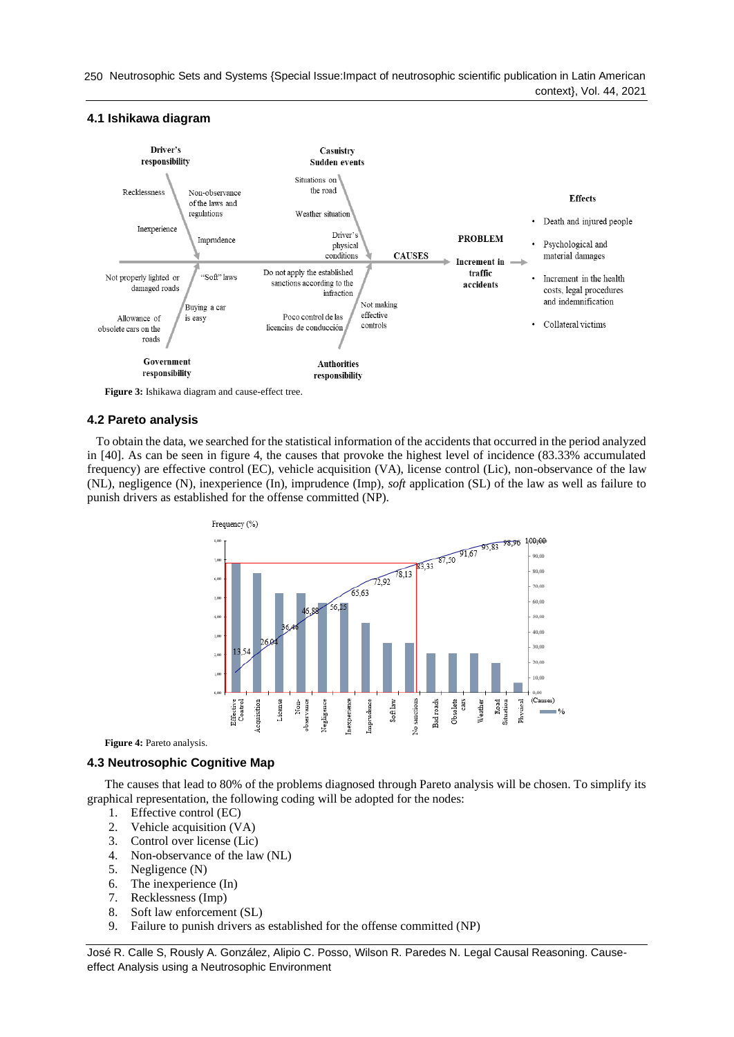### 4.1 Ishikawa diagram

Figure 3: Ishikawa diagram and cause-effect tree.

### 4.2 Pareto analysis

To obtain the data, we searched for the statistical information of the accidents that occurred in the period analyzed in [40]. As can be seen in figure 4, the causes that provoke the highest level of incidence (83.33% accumulated frequency) are effective control (EC), vehicle acquisition (VA), license control (Lic), non-observance of the law (NL), negligence (N), inexperience (In), imprudence (Imp), *soft* application (SL) of the law as well as failure to punish drivers as established for the offense committed (NP).

Figure 4: Pareto analysis.

### 4.3 Neutrosophic Cognitive Map

The causes that lead to 80% of the problems diagnosed through Pareto analysis will be chosen. To simplify its graphical representation, the following coding will be adopted for the nodes:

1. Effective control (EC)
2. Vehicle acquisition (VA)
3. Control over license (Lic)
4. Non-observance of the law (NL)
5. Negligence (N)
6. The inexperience (In)
7. Recklessness (Imp)
8. Soft law enforcement (SL)
9. Failure to punish drivers as established for the offense committed (NP)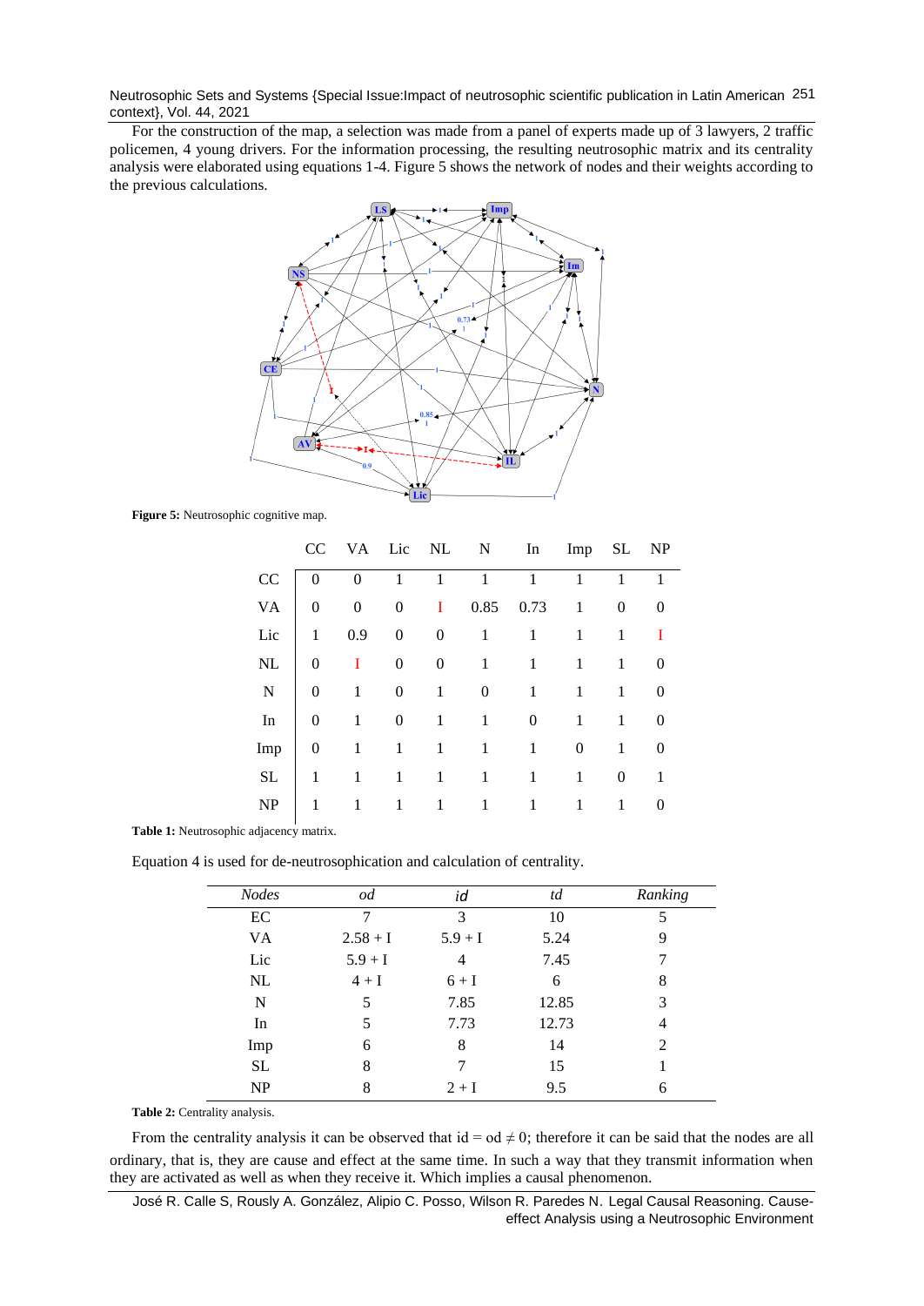For the construction of the map, a selection was made from a panel of experts made up of 3 lawyers, 2 traffic policemen, 4 young drivers. For the information processing, the resulting neutrosophic matrix and its centrality analysis were elaborated using equations 1-4. Figure 5 shows the network of nodes and their weights according to the previous calculations.

**Figure 5:** Neutrosophic cognitive map.

| | CC | VA | Lic | NL | N | In | Imp | SL | NP |
|---|---|---|---|---|---|---|---|---|---|
| CC | 0 | 0 | 1 | 1 | 1 | 1 | 1 | 1 | 1 |
| VA | 0 | 0 | 0 | I | 0.85 | 0.73 | 1 | 0 | 0 |
| Lic | 1 | 0.9 | 0 | 0 | 1 | 1 | 1 | 1 | I |
| NL | 0 | I | 0 | 0 | 1 | 1 | 1 | 1 | 0 |
| N | 0 | 1 | 0 | 1 | 0 | 1 | 1 | 1 | 0 |
| In | 0 | 1 | 0 | 1 | 1 | 0 | 1 | 1 | 0 |
| Imp | 0 | 1 | 1 | 1 | 1 | 1 | 0 | 1 | 0 |
| SL | 1 | 1 | 1 | 1 | 1 | 1 | 1 | 0 | 1 |
| NP | 1 | 1 | 1 | 1 | 1 | 1 | 1 | 1 | 0 |

**Table 1:** Neutrosophic adjacency matrix.

Equation 4 is used for de-neutrosophication and calculation of centrality.

| *Nodes* | *od* | *id* | *td* | *Ranking* |
|---|---|---|---|---|
| EC | 7 | 3 | 10 | 5 |
| VA | 2.58 + I | 5.9 + I | 5.24 | 9 |
| Lic | 5.9 + I | 4 | 7.45 | 7 |
| NL | 4 + I | 6 + I | 6 | 8 |
| N | 5 | 7.85 | 12.85 | 3 |
| In | 5 | 7.73 | 12.73 | 4 |
| Imp | 6 | 8 | 14 | 2 |
| SL | 8 | 7 | 15 | 1 |
| NP | 8 | 2 + I | 9.5 | 6 |

**Table 2:** Centrality analysis.

From the centrality analysis it can be observed that id = od $\neq 0$; therefore it can be said that the nodes are all ordinary, that is, they are cause and effect at the same time. In such a way that they transmit information when they are activated as well as when they receive it. Which implies a causal phenomenon.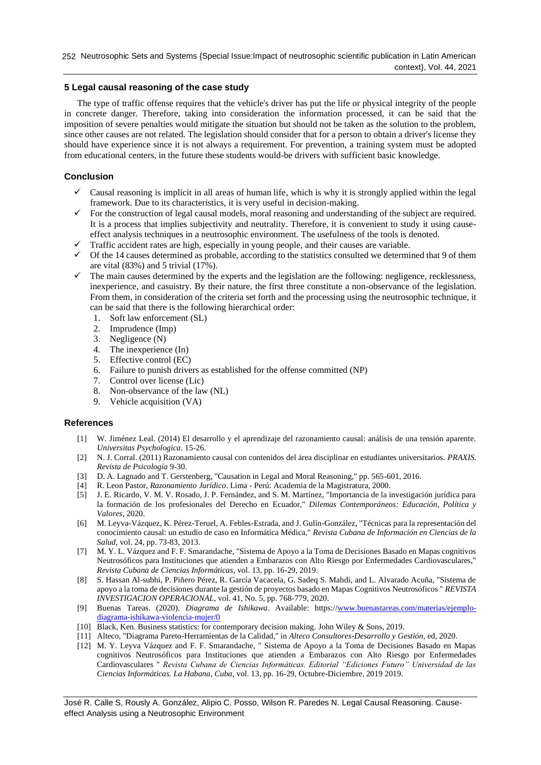## 5 Legal causal reasoning of the case study

The type of traffic offense requires that the vehicle's driver has put the life or physical integrity of the people in concrete danger. Therefore, taking into consideration the information processed, it can be said that the imposition of severe penalties would mitigate the situation but should not be taken as the solution to the problem, since other causes are not related. The legislation should consider that for a person to obtain a driver's license they should have experience since it is not always a requirement. For prevention, a training system must be adopted from educational centers, in the future these students would-be drivers with sufficient basic knowledge.

## Conclusion

- ✓ Causal reasoning is implicit in all areas of human life, which is why it is strongly applied within the legal framework. Due to its characteristics, it is very useful in decision-making.
- ✓ For the construction of legal causal models, moral reasoning and understanding of the subject are required. It is a process that implies subjectivity and neutrality. Therefore, it is convenient to study it using cause-effect analysis techniques in a neutrosophic environment. The usefulness of the tools is denoted.
- ✓ Traffic accident rates are high, especially in young people, and their causes are variable.
- ✓ Of the 14 causes determined as probable, according to the statistics consulted we determined that 9 of them are vital (83%) and 5 trivial (17%).
- ✓ The main causes determined by the experts and the legislation are the following: negligence, recklessness, inexperience, and casuistry. By their nature, the first three constitute a non-observance of the legislation. From them, in consideration of the criteria set forth and the processing using the neutrosophic technique, it can be said that there is the following hierarchical order:
  1. Soft law enforcement (SL)
  2. Imprudence (Imp)
  3. Negligence (N)
  4. The inexperience (In)
  5. Effective control (EC)
  6. Failure to punish drivers as established for the offense committed (NP)
  7. Control over license (Lic)
  8. Non-observance of the law (NL)
  9. Vehicle acquisition (VA)

## References

[1] W. Jiménez Leal. (2014) El desarrollo y el aprendizaje del razonamiento causal: análisis de una tensión aparente. *Universitas Psychologica*. 15-26.

[2] N. J. Corral. (2011) Razonamiento causal con contenidos del área disciplinar en estudiantes universitarios. *PRAXIS. Revista de Psicología* 9-30.

[3] D. A. Lagnado and T. Gerstenberg, "Causation in Legal and Moral Reasoning," pp. 565-601, 2016.

[4] R. Leon Pastor, *Razonamiento Jurídico*. Lima - Perú: Academia de la Magistratura, 2000.

[5] J. E. Ricardo, V. M. V. Rosado, J. P. Fernández, and S. M. Martínez, "Importancia de la investigación jurídica para la formación de los profesionales del Derecho en Ecuador," *Dilemas Contemporáneos: Educación, Política y Valores*, 2020.

[6] M. Leyva-Vázquez, K. Pérez-Teruel, A. Febles-Estrada, and J. Gulín-González, "Técnicas para la representación del conocimiento causal: un estudio de caso en Informática Médica," *Revista Cubana de Información en Ciencias de la Salud*, vol. 24, pp. 73-83, 2013.

[7] M. Y. L. Vázquez and F. F. Smarandache, "Sistema de Apoyo a la Toma de Decisiones Basado en Mapas cognitivos Neutrosóficos para Instituciones que atienden a Embarazos con Alto Riesgo por Enfermedades Cardiovasculares," *Revista Cubana de Ciencias Informáticas*, vol. 13, pp. 16-29, 2019.

[8] S. Hassan Al-subhi, P. Piñero Pérez, R. García Vacacela, G. Sadeq S. Mahdi, and L. Alvarado Acuña, "Sistema de apoyo a la toma de decisiones durante la gestión de proyectos basado en Mapas Cognitivos Neutrosóficos " *REVISTA INVESTIGACION OPERACIONAL*, vol. 41, No. 5, pp. 768-779, 2020.

[9] Buenas Tareas. (2020). *Diagrama de Ishikawa*. Available: https://www.buenastareas.com/materias/ejemplo-diagrama-ishikawa-violencia-mujer/0

[10] Black, Ken. Business statistics: for contemporary decision making. John Wiley & Sons, 2019.

[11] Alteco, "Diagrama Pareto-Herramientas de la Calidad," in *Alteco Consultores-Desarrollo y Gestión*, ed, 2020.

[12] M. Y. Leyva Vázquez and F. F. Smarandache, " Sistema de Apoyo a la Toma de Decisiones Basado en Mapas cognitivos Neutrosóficos para Instituciones que atienden a Embarazos con Alto Riesgo por Enfermedades Cardiovasculares " *Revista Cubana de Ciencias Informáticas. Editorial "Ediciones Futuro" Universidad de las Ciencias Informáticas. La Habana, Cuba*, vol. 13, pp. 16-29, Octubre-Diciembre, 2019 2019.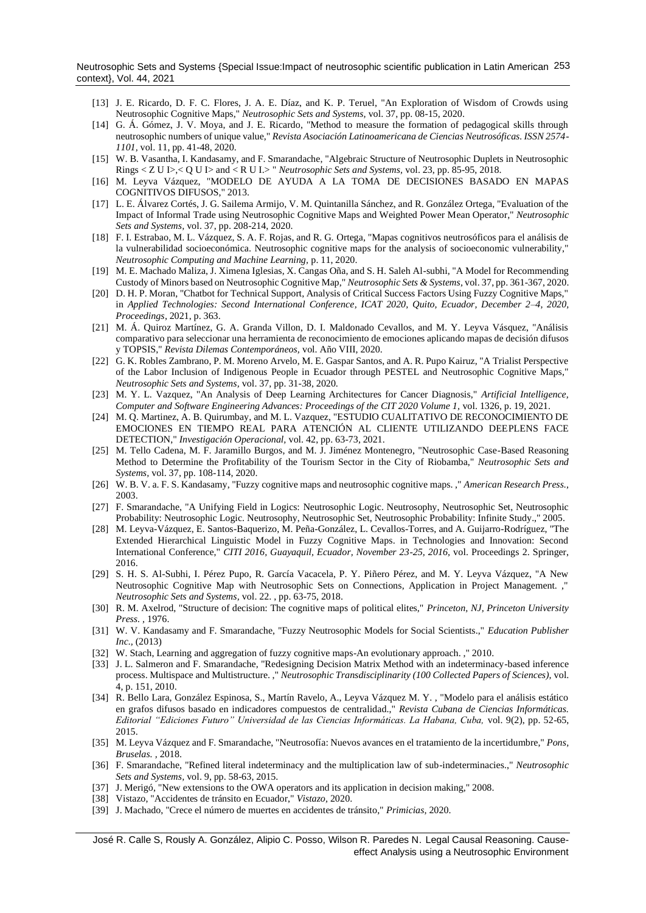[13] J. E. Ricardo, D. F. C. Flores, J. A. E. Díaz, and K. P. Teruel, "An Exploration of Wisdom of Crowds using Neutrosophic Cognitive Maps," *Neutrosophic Sets and Systems,* vol. 37, pp. 08-15, 2020.

[14] G. Á. Gómez, J. V. Moya, and J. E. Ricardo, "Method to measure the formation of pedagogical skills through neutrosophic numbers of unique value," *Revista Asociación Latinoamericana de Ciencias Neutrosóficas. ISSN 2574-1101,* vol. 11, pp. 41-48, 2020.

[15] W. B. Vasantha, I. Kandasamy, and F. Smarandache, "Algebraic Structure of Neutrosophic Duplets in Neutrosophic Rings < Z U I>,< Q U I> and < R U I.> " *Neutrosophic Sets and Systems*, vol. 23, pp. 85-95, 2018.

[16] M. Leyva Vázquez, "MODELO DE AYUDA A LA TOMA DE DECISIONES BASADO EN MAPAS COGNITIVOS DIFUSOS," 2013.

[17] L. E. Álvarez Cortés, J. G. Sailema Armijo, V. M. Quintanilla Sánchez, and R. González Ortega, "Evaluation of the Impact of Informal Trade using Neutrosophic Cognitive Maps and Weighted Power Mean Operator," *Neutrosophic Sets and Systems*, vol. 37, pp. 208-214, 2020.

[18] F. I. Estrabao, M. L. Vázquez, S. A. F. Rojas, and R. G. Ortega, "Mapas cognitivos neutrosóficos para el análisis de la vulnerabilidad socioeconómica. Neutrosophic cognitive maps for the analysis of socioeconomic vulnerability," *Neutrosophic Computing and Machine Learning*, p. 11, 2020.

[19] M. E. Machado Maliza, J. Ximena Iglesias, X. Cangas Oña, and S. H. Saleh Al-subhi, "A Model for Recommending Custody of Minors based on Neutrosophic Cognitive Map," *Neutrosophic Sets & Systems*, vol. 37, pp. 361-367, 2020.

[20] D. H. P. Moran, "Chatbot for Technical Support, Analysis of Critical Success Factors Using Fuzzy Cognitive Maps," in *Applied Technologies: Second International Conference, ICAT 2020, Quito, Ecuador, December 2–4, 2020, Proceedings*, 2021, p. 363.

[21] M. Á. Quiroz Martínez, G. A. Granda Villon, D. I. Maldonado Cevallos, and M. Y. Leyva Vásquez, "Análisis comparativo para seleccionar una herramienta de reconocimiento de emociones aplicando mapas de decisión difusos y TOPSIS," *Revista Dilemas Contemporáneos,* vol. Año VIII, 2020.

[22] G. K. Robles Zambrano, P. M. Moreno Arvelo, M. E. Gaspar Santos, and A. R. Pupo Kairuz, "A Trialist Perspective of the Labor Inclusion of Indigenous People in Ecuador through PESTEL and Neutrosophic Cognitive Maps," *Neutrosophic Sets and Systems,* vol. 37, pp. 31-38, 2020.

[23] M. Y. L. Vazquez, "An Analysis of Deep Learning Architectures for Cancer Diagnosis," *Artificial Intelligence, Computer and Software Engineering Advances: Proceedings of the CIT 2020 Volume 1,* vol. 1326, p. 19, 2021.

[24] M. Q. Martinez, A. B. Quirumbay, and M. L. Vazquez, "ESTUDIO CUALITATIVO DE RECONOCIMIENTO DE EMOCIONES EN TIEMPO REAL PARA ATENCIÓN AL CLIENTE UTILIZANDO DEEPLENS FACE DETECTION," *Investigación Operacional,* vol. 42, pp. 63-73, 2021.

[25] M. Tello Cadena, M. F. Jaramillo Burgos, and M. J. Jiménez Montenegro, "Neutrosophic Case-Based Reasoning Method to Determine the Profitability of the Tourism Sector in the City of Riobamba," *Neutrosophic Sets and Systems,* vol. 37, pp. 108-114, 2020.

[26] W. B. V. a. F. S. Kandasamy, "Fuzzy cognitive maps and neutrosophic cognitive maps. ," *American Research Press.,* 2003.

[27] F. Smarandache, "A Unifying Field in Logics: Neutrosophic Logic. Neutrosophy, Neutrosophic Set, Neutrosophic Probability: Neutrosophic Logic. Neutrosophy, Neutrosophic Set, Neutrosophic Probability: Infinite Study.," 2005.

[28] M. Leyva-Vázquez, E. Santos-Baquerizo, M. Peña-González, L. Cevallos-Torres, and A. Guijarro-Rodríguez, "The Extended Hierarchical Linguistic Model in Fuzzy Cognitive Maps. in Technologies and Innovation: Second International Conference," *CITI 2016, Guayaquil, Ecuador, November 23-25, 2016,* vol. Proceedings 2. Springer, 2016.

[29] S. H. S. Al-Subhi, I. Pérez Pupo, R. García Vacacela, P. Y. Piñero Pérez, and M. Y. Leyva Vázquez, "A New Neutrosophic Cognitive Map with Neutrosophic Sets on Connections, Application in Project Management. ," *Neutrosophic Sets and Systems,* vol. 22. , pp. 63-75, 2018.

[30] R. M. Axelrod, "Structure of decision: The cognitive maps of political elites," *Princeton, NJ, Princeton University Press.* , 1976.

[31] W. V. Kandasamy and F. Smarandache, "Fuzzy Neutrosophic Models for Social Scientists.," *Education Publisher Inc.,* (2013)

[32] W. Stach, Learning and aggregation of fuzzy cognitive maps-An evolutionary approach. ," 2010.

[33] J. L. Salmeron and F. Smarandache, "Redesigning Decision Matrix Method with an indeterminacy-based inference process. Multispace and Multistructure. ," *Neutrosophic Transdisciplinarity (100 Collected Papers of Sciences),* vol. 4, p. 151, 2010.

[34] R. Bello Lara, González Espinosa, S., Martín Ravelo, A., Leyva Vázquez M. Y. , "Modelo para el análisis estático en grafos difusos basado en indicadores compuestos de centralidad.," *Revista Cubana de Ciencias Informáticas. Editorial "Ediciones Futuro" Universidad de las Ciencias Informáticas. La Habana, Cuba,* vol. 9(2), pp. 52-65, 2015.

[35] M. Leyva Vázquez and F. Smarandache, "Neutrosofía: Nuevos avances en el tratamiento de la incertidumbre," *Pons, Bruselas.* , 2018.

[36] F. Smarandache, "Refined literal indeterminacy and the multiplication law of sub-indeterminacies.," *Neutrosophic Sets and Systems*, vol. 9, pp. 58-63, 2015.

[37] J. Merigó, "New extensions to the OWA operators and its application in decision making," 2008.

[38] Vistazo, "Accidentes de tránsito en Ecuador," *Vistazo*, 2020.

[39] J. Machado, "Crece el número de muertes en accidentes de tránsito," *Primicias*, 2020.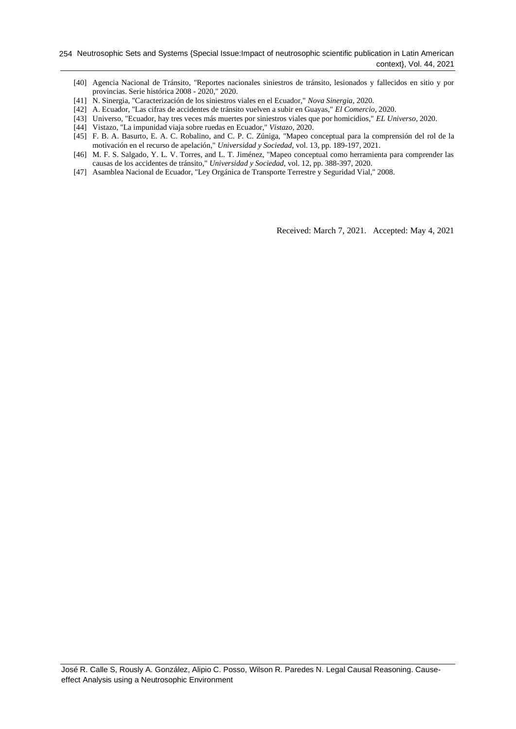[40] Agencia Nacional de Tránsito, "Reportes nacionales siniestros de tránsito, lesionados y fallecidos en sitio y por provincias. Serie histórica 2008 - 2020," 2020.

[41] N. Sinergia, "Caracterización de los siniestros viales en el Ecuador," *Nova Sinergia*, 2020.

[42] A. Ecuador, "Las cifras de accidentes de tránsito vuelven a subir en Guayas," *El Comercio*, 2020.

[43] Universo, "Ecuador, hay tres veces más muertes por siniestros viales que por homicidios," *EL Universo*, 2020.

[44] Vistazo, "La impunidad viaja sobre ruedas en Ecuador," *Vistazo*, 2020.

[45] F. B. A. Basurto, E. A. C. Robalino, and C. P. C. Zúniga, "Mapeo conceptual para la comprensión del rol de la motivación en el recurso de apelación," *Universidad y Sociedad*, vol. 13, pp. 189-197, 2021.

[46] M. F. S. Salgado, Y. L. V. Torres, and L. T. Jiménez, "Mapeo conceptual como herramienta para comprender las causas de los accidentes de tránsito," *Universidad y Sociedad*, vol. 12, pp. 388-397, 2020.

[47] Asamblea Nacional de Ecuador, "Ley Orgánica de Transporte Terrestre y Seguridad Vial," 2008.

Received: March 7, 2021. Accepted: May 4, 2021